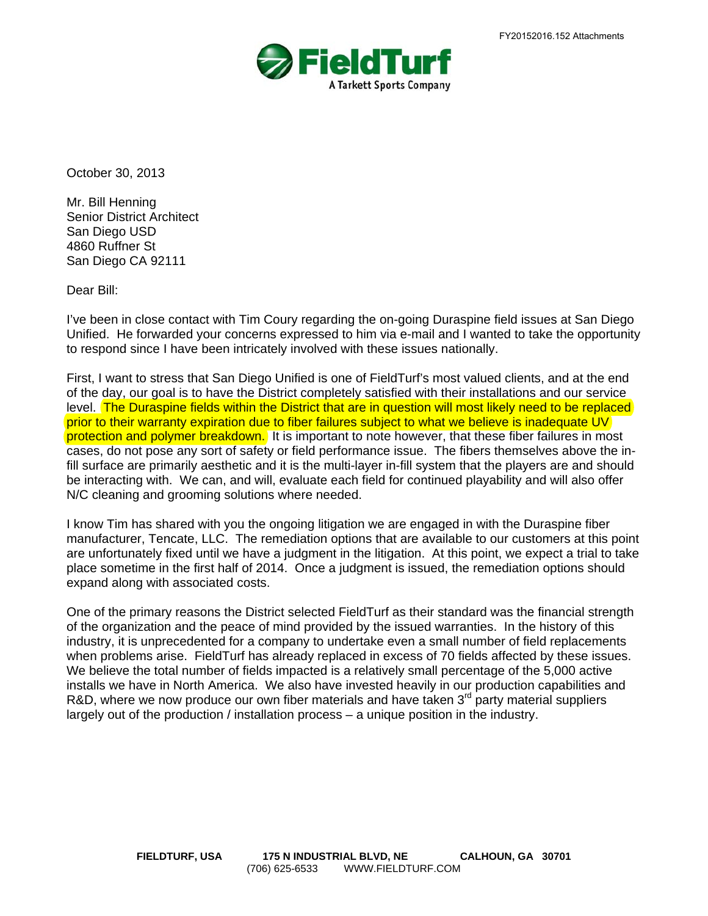FY20152016.152 Attachments

**FieldTurf**
A Tarkett Sports Company

October 30, 2013

Mr. Bill Henning
Senior District Architect
San Diego USD
4860 Ruffner St
San Diego CA 92111

Dear Bill:

I've been in close contact with Tim Coury regarding the on-going Duraspine field issues at San Diego Unified. He forwarded your concerns expressed to him via e-mail and I wanted to take the opportunity to respond since I have been intricately involved with these issues nationally.

First, I want to stress that San Diego Unified is one of FieldTurf's most valued clients, and at the end of the day, our goal is to have the District completely satisfied with their installations and our service level. The Duraspine fields within the District that are in question will most likely need to be replaced prior to their warranty expiration due to fiber failures subject to what we believe is inadequate UV protection and polymer breakdown. It is important to note however, that these fiber failures in most cases, do not pose any sort of safety or field performance issue. The fibers themselves above the in-fill surface are primarily aesthetic and it is the multi-layer in-fill system that the players are and should be interacting with. We can, and will, evaluate each field for continued playability and will also offer N/C cleaning and grooming solutions where needed.

I know Tim has shared with you the ongoing litigation we are engaged in with the Duraspine fiber manufacturer, Tencate, LLC. The remediation options that are available to our customers at this point are unfortunately fixed until we have a judgment in the litigation. At this point, we expect a trial to take place sometime in the first half of 2014. Once a judgment is issued, the remediation options should expand along with associated costs.

One of the primary reasons the District selected FieldTurf as their standard was the financial strength of the organization and the peace of mind provided by the issued warranties. In the history of this industry, it is unprecedented for a company to undertake even a small number of field replacements when problems arise. FieldTurf has already replaced in excess of 70 fields affected by these issues. We believe the total number of fields impacted is a relatively small percentage of the 5,000 active installs we have in North America. We also have invested heavily in our production capabilities and R&D, where we now produce our own fiber materials and have taken 3rd party material suppliers largely out of the production / installation process – a unique position in the industry.

**FIELDTURF, USA** **175 N INDUSTRIAL BLVD, NE** **CALHOUN, GA 30701**
(706) 625-6533 WWW.FIELDTURF.COM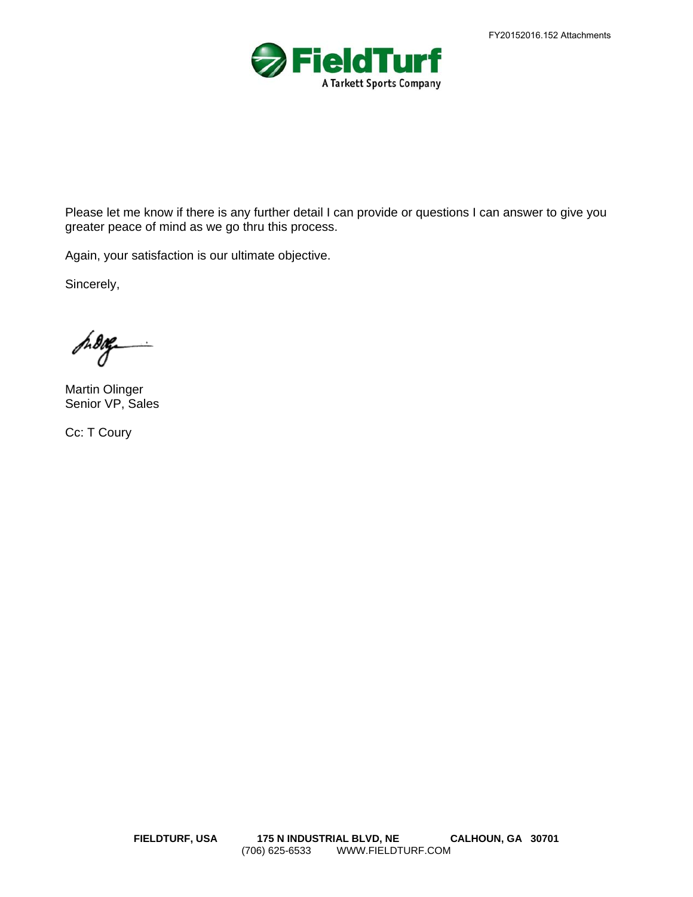Please let me know if there is any further detail I can provide or questions I can answer to give you greater peace of mind as we go thru this process.

Again, your satisfaction is our ultimate objective.

Sincerely,

Martin Olinger
Senior VP, Sales

Cc: T Coury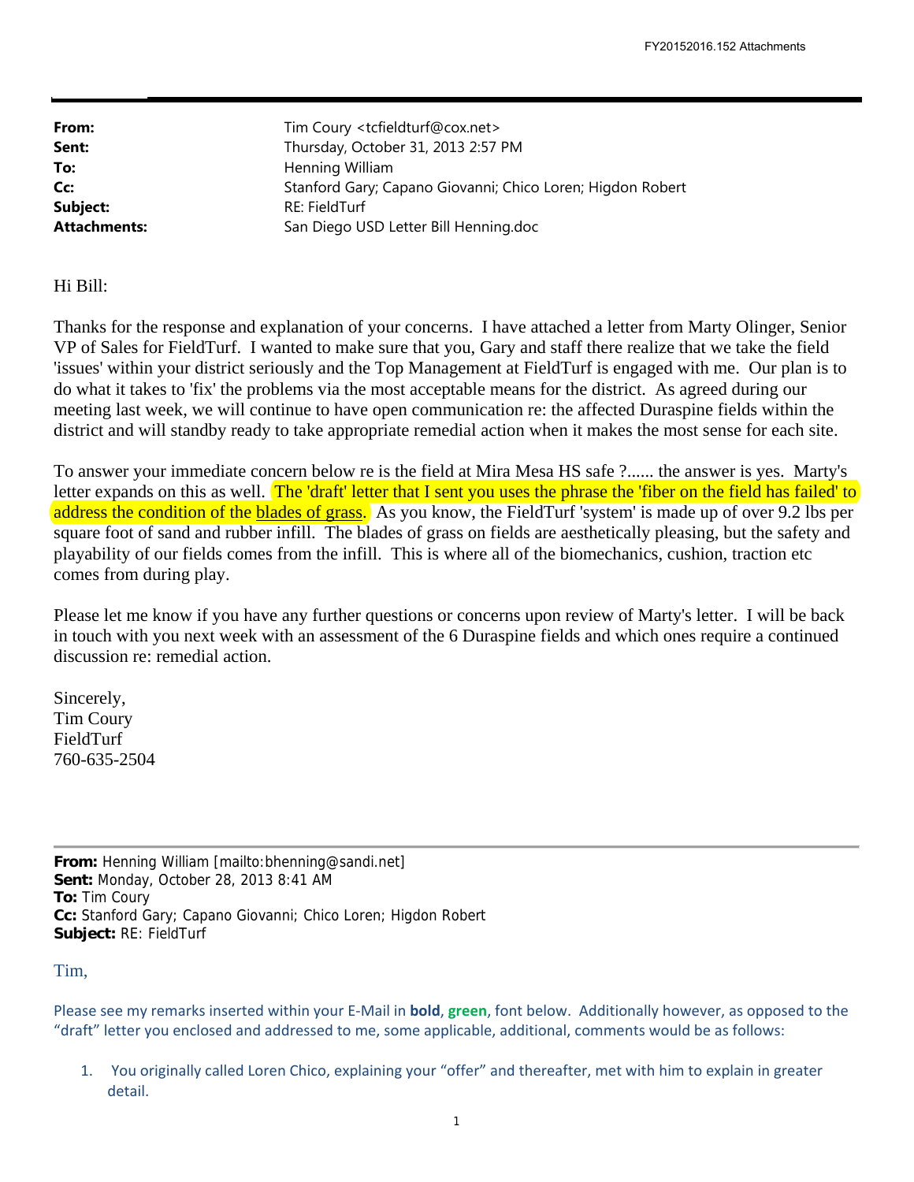| | |
|---|---|
| **From:** | Tim Coury <tcfieldturf@cox.net> |
| **Sent:** | Thursday, October 31, 2013 2:57 PM |
| **To:** | Henning William |
| **Cc:** | Stanford Gary; Capano Giovanni; Chico Loren; Higdon Robert |
| **Subject:** | RE: FieldTurf |
| **Attachments:** | San Diego USD Letter Bill Henning.doc |

Hi Bill:

Thanks for the response and explanation of your concerns. I have attached a letter from Marty Olinger, Senior VP of Sales for FieldTurf. I wanted to make sure that you, Gary and staff there realize that we take the field 'issues' within your district seriously and the Top Management at FieldTurf is engaged with me. Our plan is to do what it takes to 'fix' the problems via the most acceptable means for the district. As agreed during our meeting last week, we will continue to have open communication re: the affected Duraspine fields within the district and will standby ready to take appropriate remedial action when it makes the most sense for each site.

To answer your immediate concern below re is the field at Mira Mesa HS safe ?...... the answer is yes. Marty's letter expands on this as well. The 'draft' letter that I sent you uses the phrase the 'fiber on the field has failed' to address the condition of the blades of grass. As you know, the FieldTurf 'system' is made up of over 9.2 lbs per square foot of sand and rubber infill. The blades of grass on fields are aesthetically pleasing, but the safety and playability of our fields comes from the infill. This is where all of the biomechanics, cushion, traction etc comes from during play.

Please let me know if you have any further questions or concerns upon review of Marty's letter. I will be back in touch with you next week with an assessment of the 6 Duraspine fields and which ones require a continued discussion re: remedial action.

Sincerely,
Tim Coury
FieldTurf
760-635-2504

---

**From:** Henning William [mailto:bhenning@sandi.net]
**Sent:** Monday, October 28, 2013 8:41 AM
**To:** Tim Coury
**Cc:** Stanford Gary; Capano Giovanni; Chico Loren; Higdon Robert
**Subject:** RE: FieldTurf

Tim,

Please see my remarks inserted within your E-Mail in **bold**, **green**, font below. Additionally however, as opposed to the "draft" letter you enclosed and addressed to me, some applicable, additional, comments would be as follows:

1. You originally called Loren Chico, explaining your "offer" and thereafter, met with him to explain in greater detail.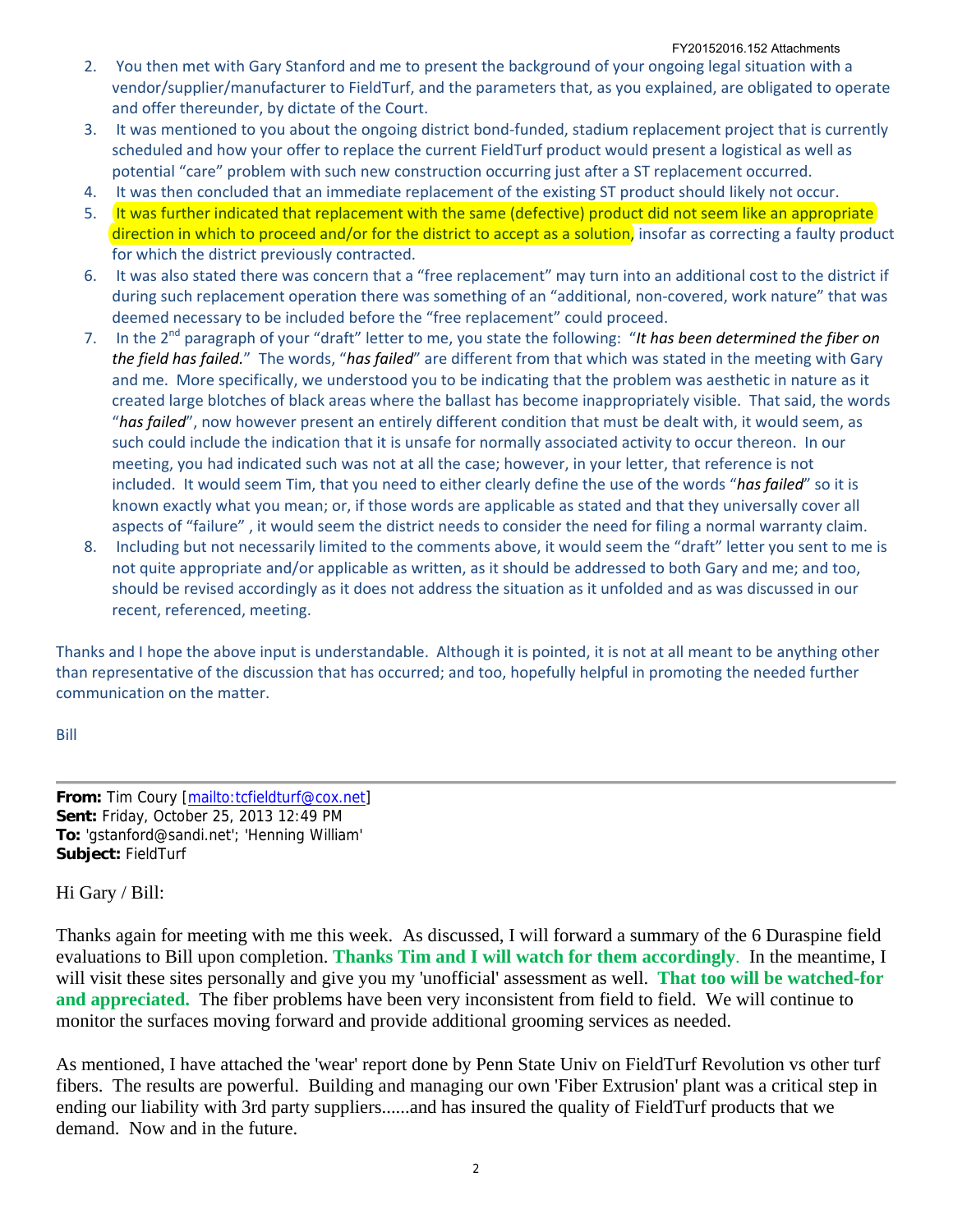2. You then met with Gary Stanford and me to present the background of your ongoing legal situation with a vendor/supplier/manufacturer to FieldTurf, and the parameters that, as you explained, are obligated to operate and offer thereunder, by dictate of the Court.
3. It was mentioned to you about the ongoing district bond-funded, stadium replacement project that is currently scheduled and how your offer to replace the current FieldTurf product would present a logistical as well as potential "care" problem with such new construction occurring just after a ST replacement occurred.
4. It was then concluded that an immediate replacement of the existing ST product should likely not occur.
5. It was further indicated that replacement with the same (defective) product did not seem like an appropriate direction in which to proceed and/or for the district to accept as a solution, insofar as correcting a faulty product for which the district previously contracted.
6. It was also stated there was concern that a "free replacement" may turn into an additional cost to the district if during such replacement operation there was something of an "additional, non-covered, work nature" that was deemed necessary to be included before the "free replacement" could proceed.
7. In the 2nd paragraph of your "draft" letter to me, you state the following: "*It has been determined the fiber on the field has failed.*" The words, "*has failed*" are different from that which was stated in the meeting with Gary and me. More specifically, we understood you to be indicating that the problem was aesthetic in nature as it created large blotches of black areas where the ballast has become inappropriately visible. That said, the words "*has failed*", now however present an entirely different condition that must be dealt with, it would seem, as such could include the indication that it is unsafe for normally associated activity to occur thereon. In our meeting, you had indicated such was not at all the case; however, in your letter, that reference is not included. It would seem Tim, that you need to either clearly define the use of the words "*has failed*" so it is known exactly what you mean; or, if those words are applicable as stated and that they universally cover all aspects of "failure" , it would seem the district needs to consider the need for filing a normal warranty claim.
8. Including but not necessarily limited to the comments above, it would seem the "draft" letter you sent to me is not quite appropriate and/or applicable as written, as it should be addressed to both Gary and me; and too, should be revised accordingly as it does not address the situation as it unfolded and as was discussed in our recent, referenced, meeting.

Thanks and I hope the above input is understandable. Although it is pointed, it is not at all meant to be anything other than representative of the discussion that has occurred; and too, hopefully helpful in promoting the needed further communication on the matter.

Bill

---

**From:** Tim Coury [mailto:tcfieldturf@cox.net]
**Sent:** Friday, October 25, 2013 12:49 PM
**To:** 'gstanford@sandi.net'; 'Henning William'
**Subject:** FieldTurf

Hi Gary / Bill:

Thanks again for meeting with me this week. As discussed, I will forward a summary of the 6 Duraspine field evaluations to Bill upon completion. **Thanks Tim and I will watch for them accordingly**. In the meantime, I will visit these sites personally and give you my 'unofficial' assessment as well. **That too will be watched-for and appreciated.** The fiber problems have been very inconsistent from field to field. We will continue to monitor the surfaces moving forward and provide additional grooming services as needed.

As mentioned, I have attached the 'wear' report done by Penn State Univ on FieldTurf Revolution vs other turf fibers. The results are powerful. Building and managing our own 'Fiber Extrusion' plant was a critical step in ending our liability with 3rd party suppliers......and has insured the quality of FieldTurf products that we demand. Now and in the future.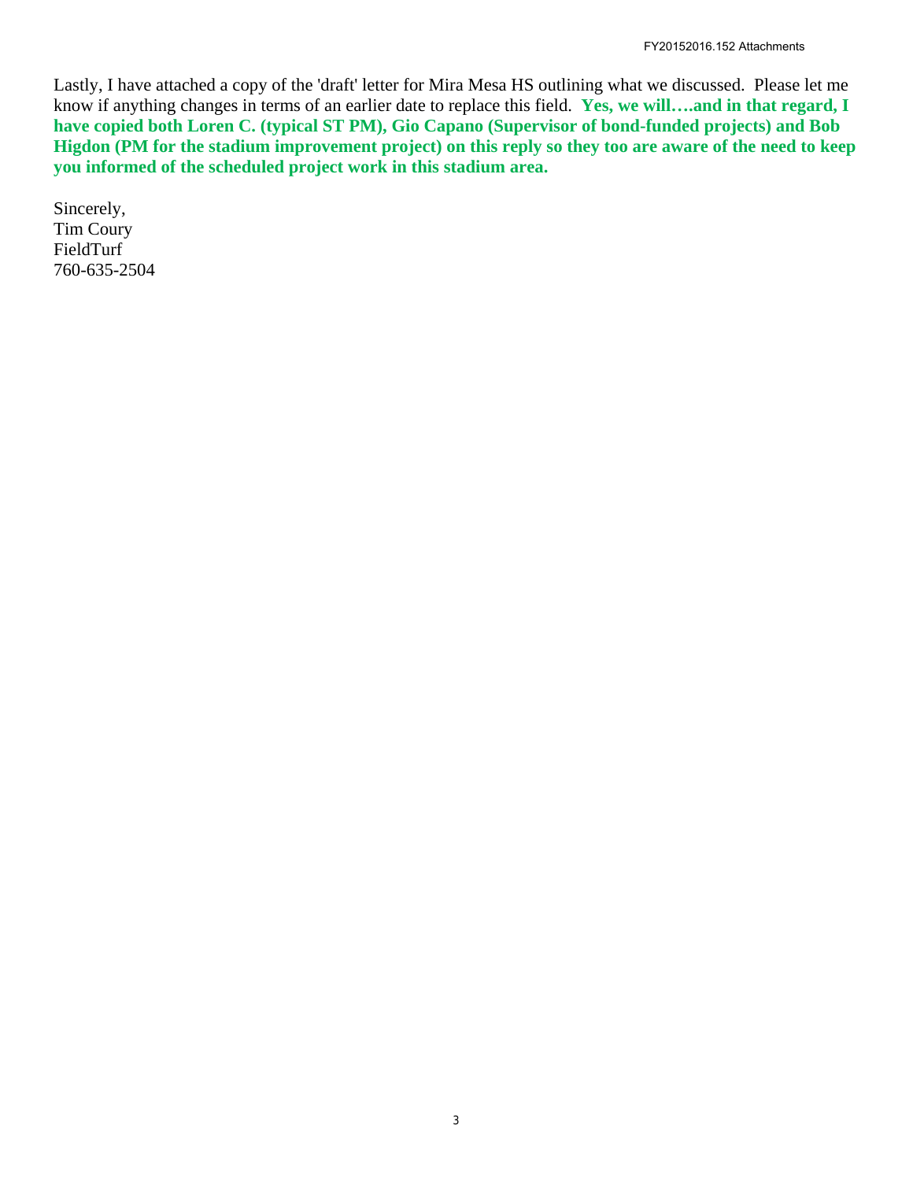Lastly, I have attached a copy of the 'draft' letter for Mira Mesa HS outlining what we discussed. Please let me know if anything changes in terms of an earlier date to replace this field. **Yes, we will….and in that regard, I have copied both Loren C. (typical ST PM), Gio Capano (Supervisor of bond-funded projects) and Bob Higdon (PM for the stadium improvement project) on this reply so they too are aware of the need to keep you informed of the scheduled project work in this stadium area.**

Sincerely,
Tim Coury
FieldTurf
760-635-2504